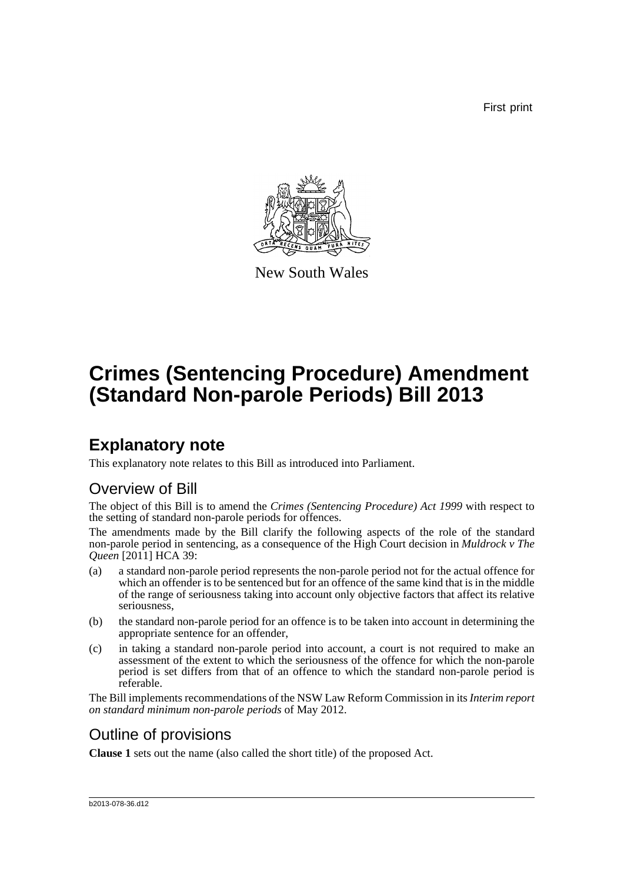First print

New South Wales

# Crimes (Sentencing Procedure) Amendment (Standard Non-parole Periods) Bill 2013

## Explanatory note

This explanatory note relates to this Bill as introduced into Parliament.

### Overview of Bill

The object of this Bill is to amend the *Crimes (Sentencing Procedure) Act 1999* with respect to the setting of standard non-parole periods for offences.

The amendments made by the Bill clarify the following aspects of the role of the standard non-parole period in sentencing, as a consequence of the High Court decision in *Muldrock v The Queen* [2011] HCA 39:

(a) a standard non-parole period represents the non-parole period not for the actual offence for which an offender is to be sentenced but for an offence of the same kind that is in the middle of the range of seriousness taking into account only objective factors that affect its relative seriousness,

(b) the standard non-parole period for an offence is to be taken into account in determining the appropriate sentence for an offender,

(c) in taking a standard non-parole period into account, a court is not required to make an assessment of the extent to which the seriousness of the offence for which the non-parole period is set differs from that of an offence to which the standard non-parole period is referable.

The Bill implements recommendations of the NSW Law Reform Commission in its *Interim report on standard minimum non-parole periods* of May 2012.

### Outline of provisions

**Clause 1** sets out the name (also called the short title) of the proposed Act.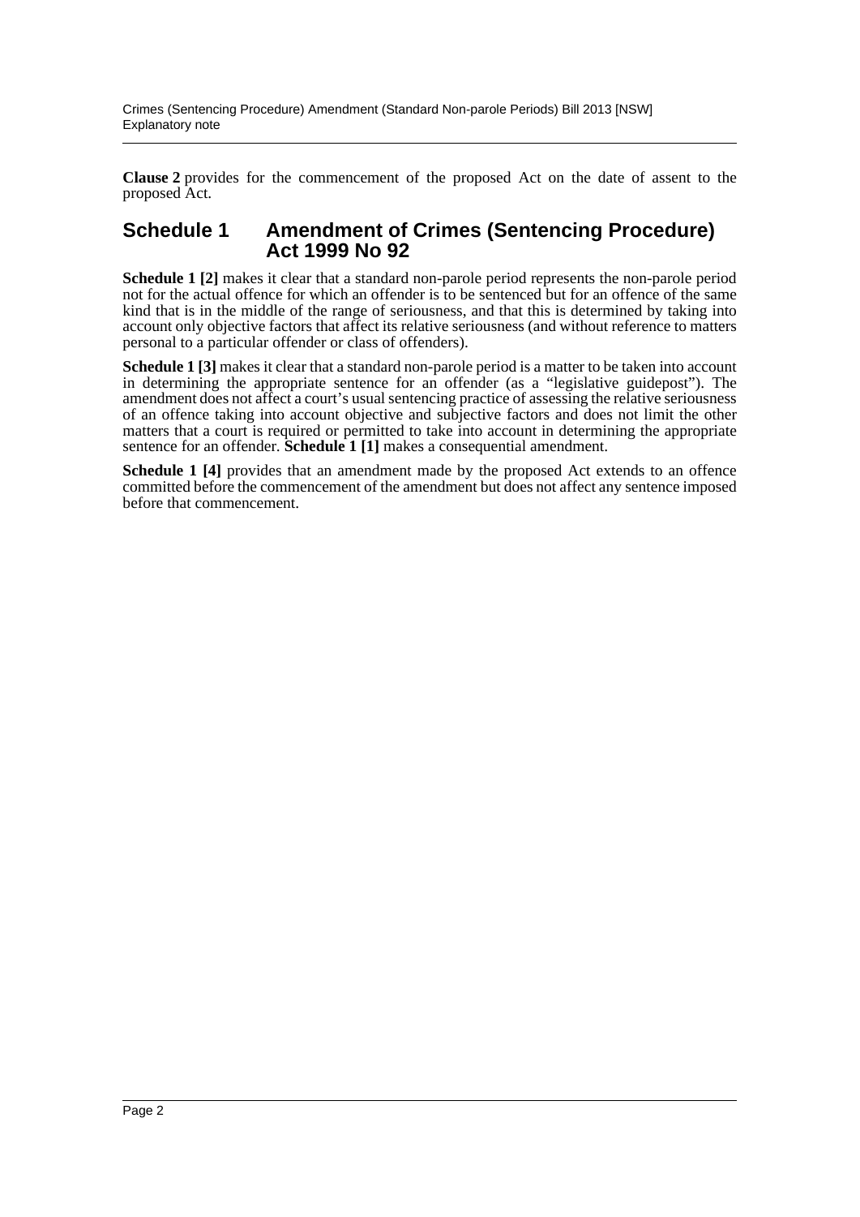**Clause 2** provides for the commencement of the proposed Act on the date of assent to the proposed Act.

## Schedule 1 Amendment of Crimes (Sentencing Procedure) Act 1999 No 92

**Schedule 1 [2]** makes it clear that a standard non-parole period represents the non-parole period not for the actual offence for which an offender is to be sentenced but for an offence of the same kind that is in the middle of the range of seriousness, and that this is determined by taking into account only objective factors that affect its relative seriousness (and without reference to matters personal to a particular offender or class of offenders).

**Schedule 1 [3]** makes it clear that a standard non-parole period is a matter to be taken into account in determining the appropriate sentence for an offender (as a "legislative guidepost"). The amendment does not affect a court's usual sentencing practice of assessing the relative seriousness of an offence taking into account objective and subjective factors and does not limit the other matters that a court is required or permitted to take into account in determining the appropriate sentence for an offender. **Schedule 1 [1]** makes a consequential amendment.

**Schedule 1 [4]** provides that an amendment made by the proposed Act extends to an offence committed before the commencement of the amendment but does not affect any sentence imposed before that commencement.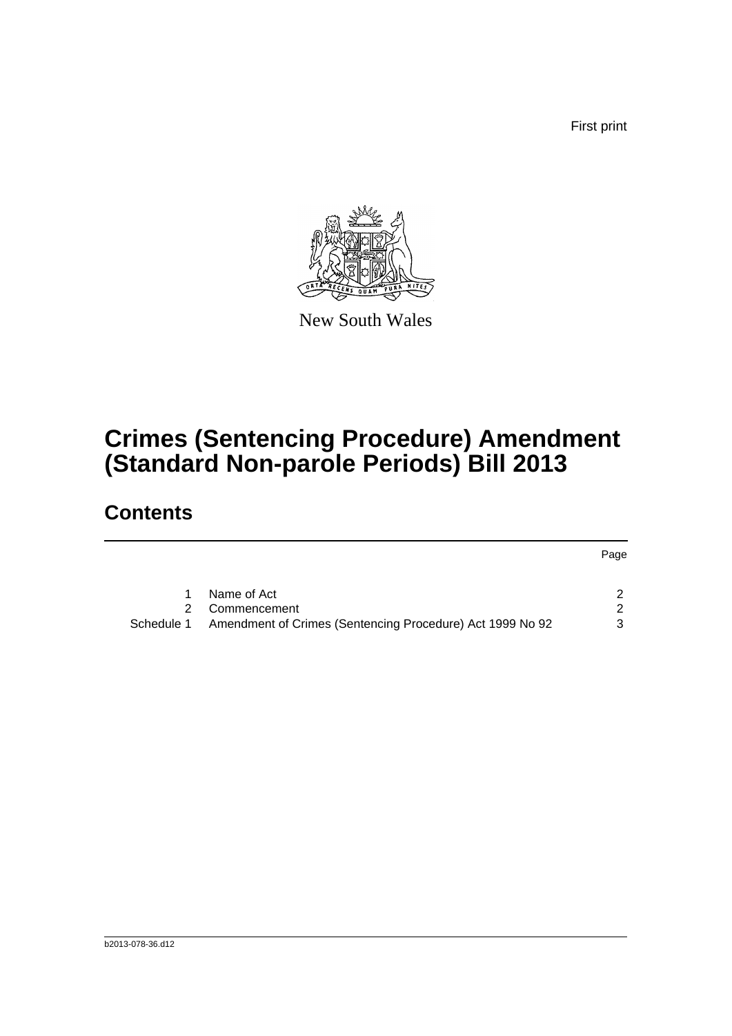First print

New South Wales

# Crimes (Sentencing Procedure) Amendment (Standard Non-parole Periods) Bill 2013

## Contents

| | | Page |
|---|---|---|
| 1 | Name of Act | 2 |
| 2 | Commencement | 2 |
| Schedule 1 | Amendment of Crimes (Sentencing Procedure) Act 1999 No 92 | 3 |

b2013-078-36.d12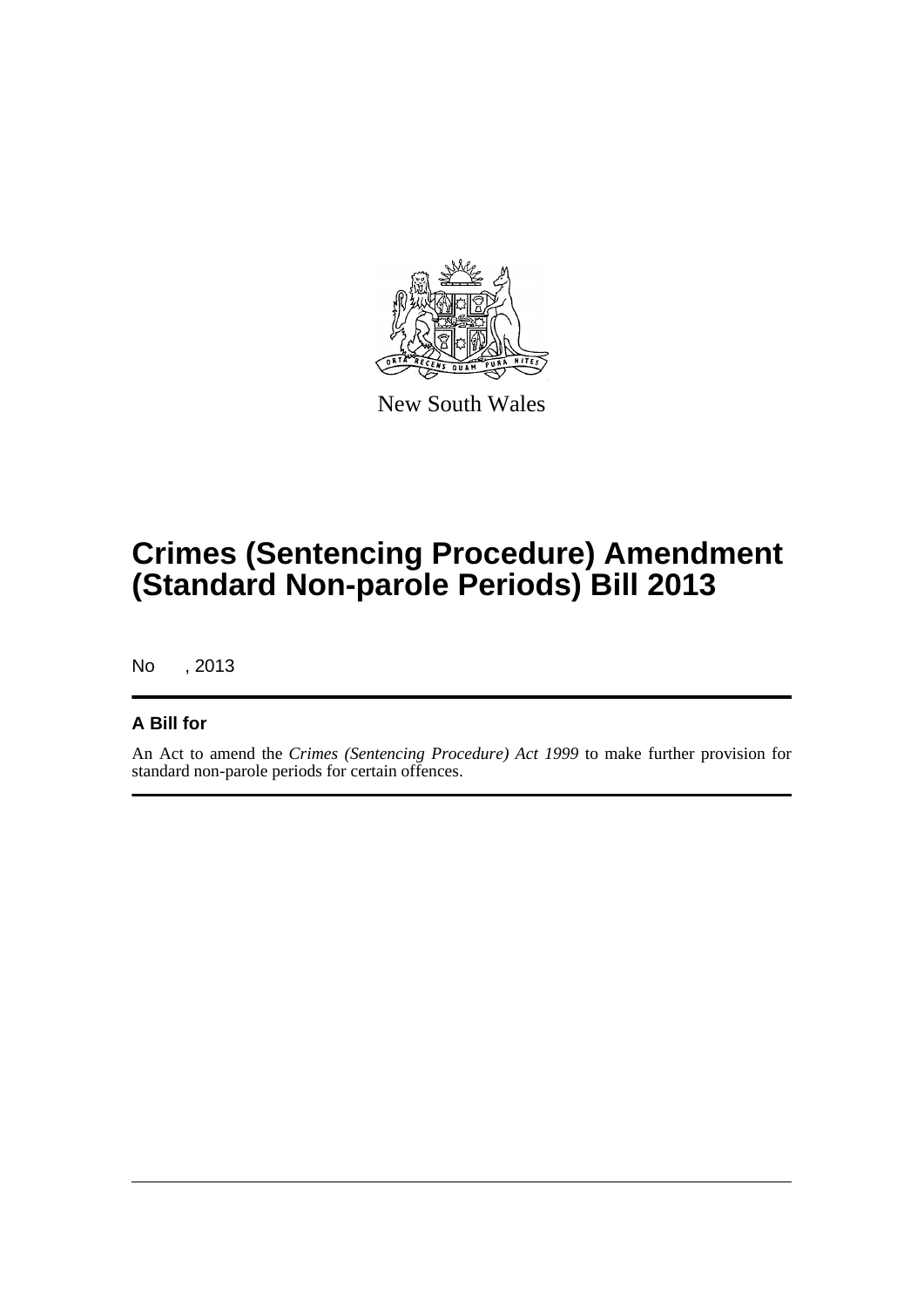New South Wales

# Crimes (Sentencing Procedure) Amendment (Standard Non-parole Periods) Bill 2013

No , 2013

## A Bill for

An Act to amend the *Crimes (Sentencing Procedure) Act 1999* to make further provision for standard non-parole periods for certain offences.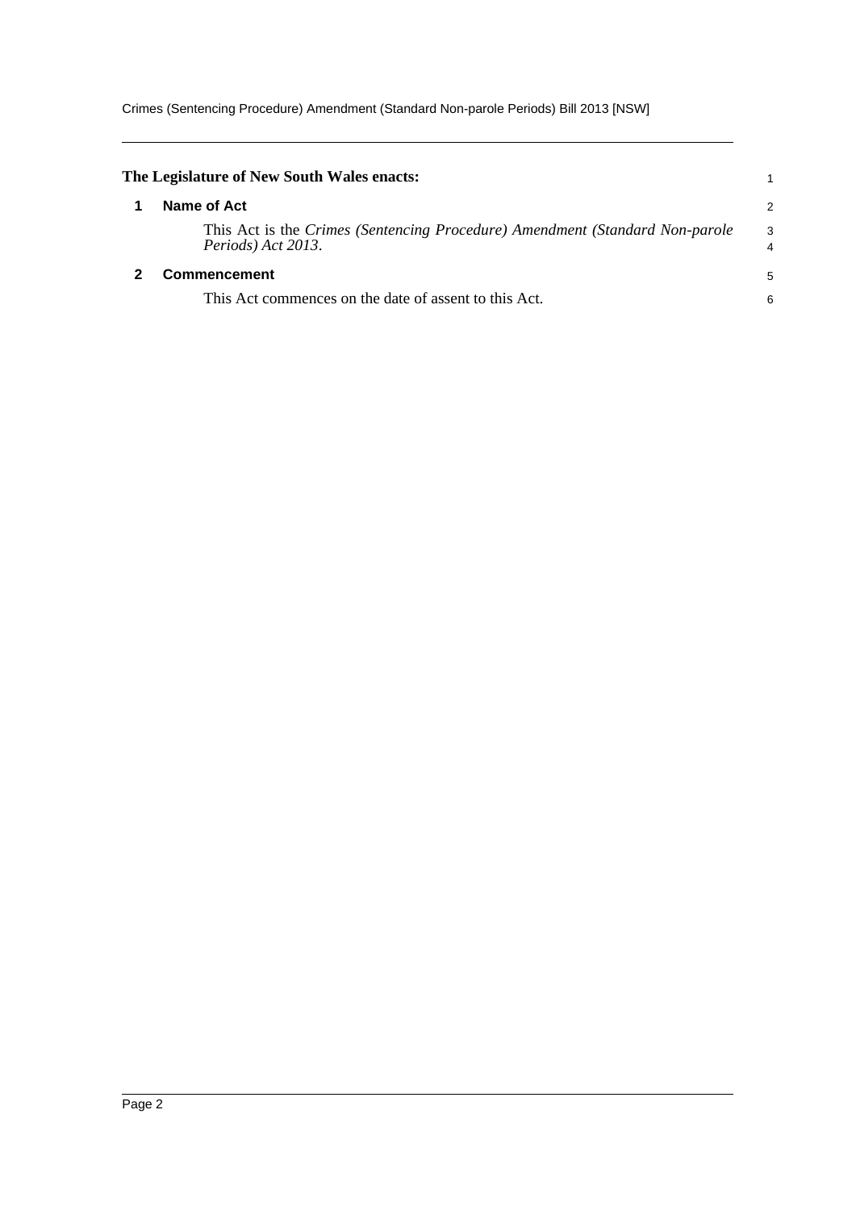**The Legislature of New South Wales enacts:**

## 1 Name of Act

This Act is the *Crimes (Sentencing Procedure) Amendment (Standard Non-parole Periods) Act 2013*.

## 2 Commencement

This Act commences on the date of assent to this Act.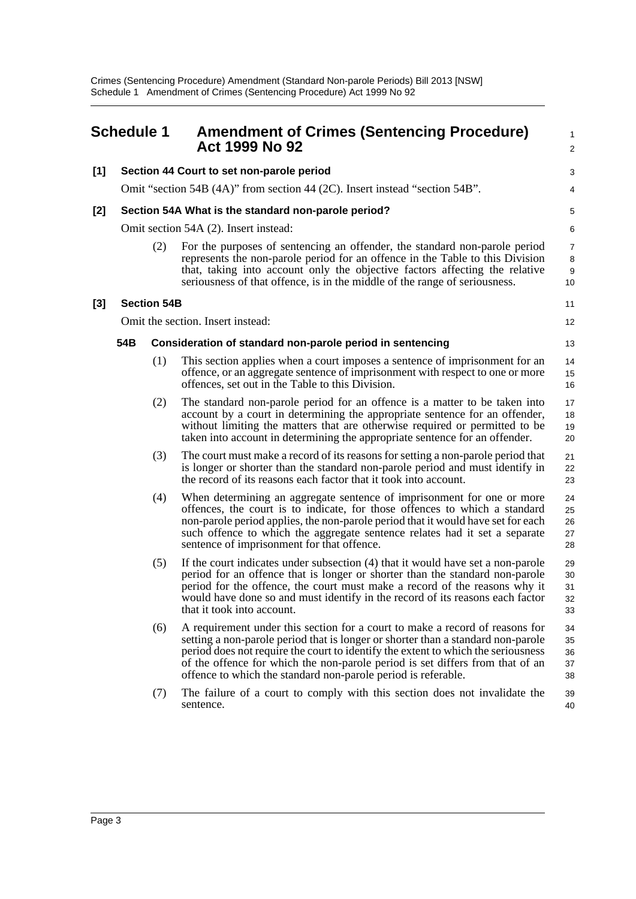# Schedule 1 Amendment of Crimes (Sentencing Procedure) Act 1999 No 92

**[1] Section 44 Court to set non-parole period**

Omit "section 54B (4A)" from section 44 (2C). Insert instead "section 54B".

**[2] Section 54A What is the standard non-parole period?**

Omit section 54A (2). Insert instead:

(2) For the purposes of sentencing an offender, the standard non-parole period represents the non-parole period for an offence in the Table to this Division that, taking into account only the objective factors affecting the relative seriousness of that offence, is in the middle of the range of seriousness.

**[3] Section 54B**

Omit the section. Insert instead:

**54B Consideration of standard non-parole period in sentencing**

(1) This section applies when a court imposes a sentence of imprisonment for an offence, or an aggregate sentence of imprisonment with respect to one or more offences, set out in the Table to this Division.

(2) The standard non-parole period for an offence is a matter to be taken into account by a court in determining the appropriate sentence for an offender, without limiting the matters that are otherwise required or permitted to be taken into account in determining the appropriate sentence for an offender.

(3) The court must make a record of its reasons for setting a non-parole period that is longer or shorter than the standard non-parole period and must identify in the record of its reasons each factor that it took into account.

(4) When determining an aggregate sentence of imprisonment for one or more offences, the court is to indicate, for those offences to which a standard non-parole period applies, the non-parole period that it would have set for each such offence to which the aggregate sentence relates had it set a separate sentence of imprisonment for that offence.

(5) If the court indicates under subsection (4) that it would have set a non-parole period for an offence that is longer or shorter than the standard non-parole period for the offence, the court must make a record of the reasons why it would have done so and must identify in the record of its reasons each factor that it took into account.

(6) A requirement under this section for a court to make a record of reasons for setting a non-parole period that is longer or shorter than a standard non-parole period does not require the court to identify the extent to which the seriousness of the offence for which the non-parole period is set differs from that of an offence to which the standard non-parole period is referable.

(7) The failure of a court to comply with this section does not invalidate the sentence.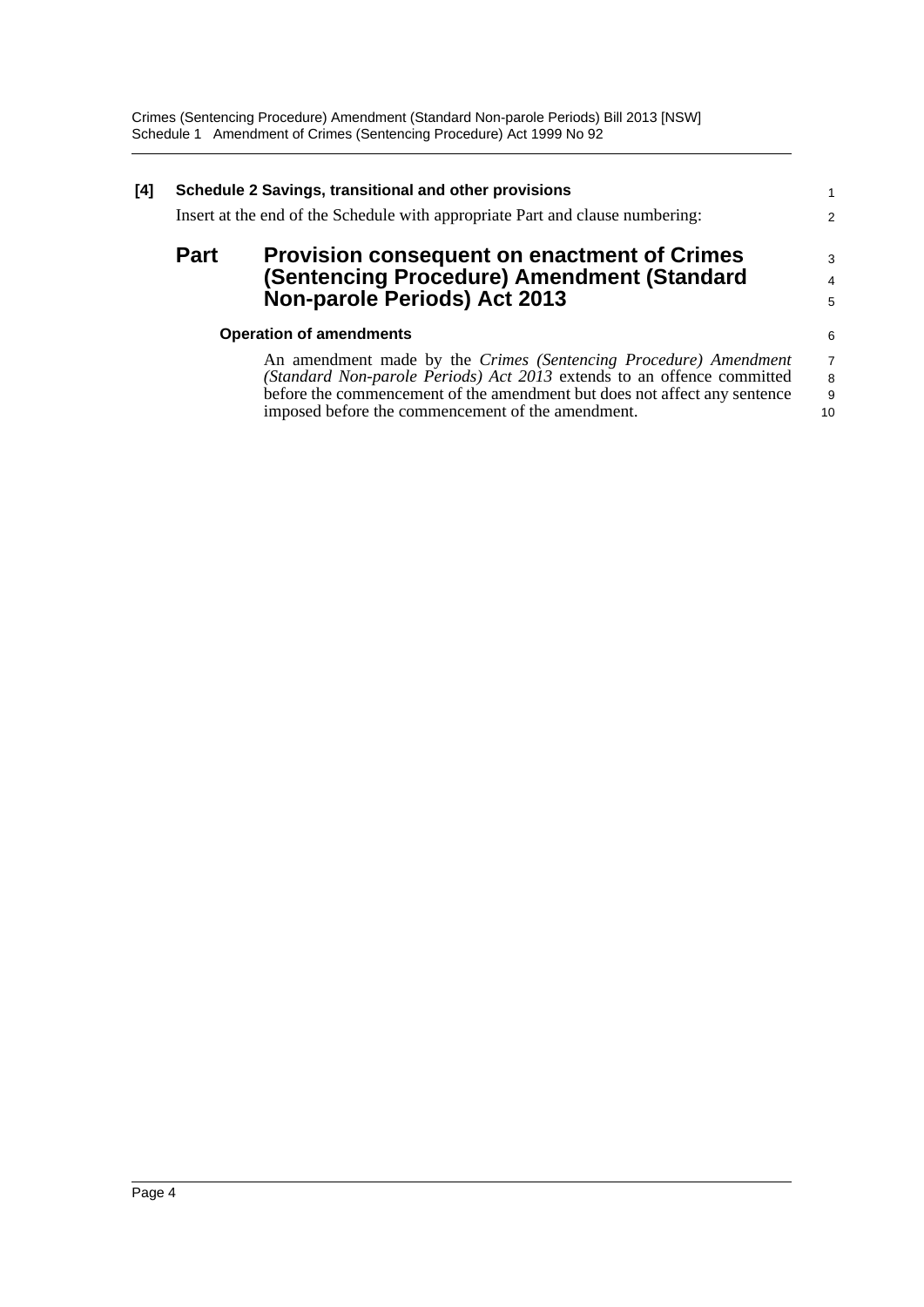**[4] Schedule 2 Savings, transitional and other provisions**

Insert at the end of the Schedule with appropriate Part and clause numbering:

## Part Provision consequent on enactment of Crimes (Sentencing Procedure) Amendment (Standard Non-parole Periods) Act 2013

**Operation of amendments**

An amendment made by the *Crimes (Sentencing Procedure) Amendment (Standard Non-parole Periods) Act 2013* extends to an offence committed before the commencement of the amendment but does not affect any sentence imposed before the commencement of the amendment.